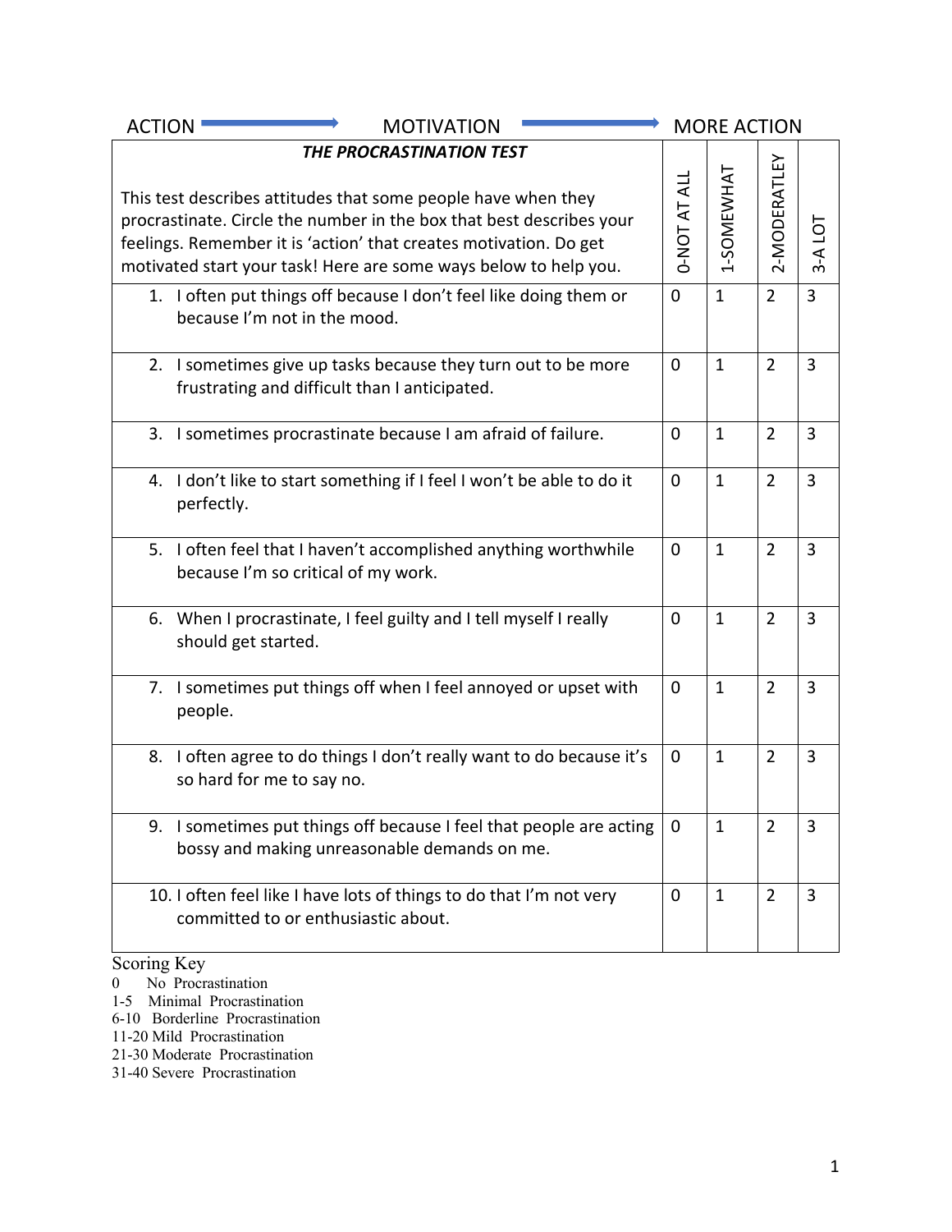ACTION → MOTIVATION → MORE ACTION

| ***THE PROCRASTINATION TEST*** <br><br> This test describes attitudes that some people have when they procrastinate. Circle the number in the box that best describes your feelings. Remember it is 'action' that creates motivation. Do get motivated start your task! Here are some ways below to help you. | 0-NOT AT ALL | 1-SOMEWHAT | 2-MODERATLEY | 3-A LOT |
|---|---|---|---|---|
| 1. I often put things off because I don't feel like doing them or because I'm not in the mood. | 0 | 1 | 2 | 3 |
| 2. I sometimes give up tasks because they turn out to be more frustrating and difficult than I anticipated. | 0 | 1 | 2 | 3 |
| 3. I sometimes procrastinate because I am afraid of failure. | 0 | 1 | 2 | 3 |
| 4. I don't like to start something if I feel I won't be able to do it perfectly. | 0 | 1 | 2 | 3 |
| 5. I often feel that I haven't accomplished anything worthwhile because I'm so critical of my work. | 0 | 1 | 2 | 3 |
| 6. When I procrastinate, I feel guilty and I tell myself I really should get started. | 0 | 1 | 2 | 3 |
| 7. I sometimes put things off when I feel annoyed or upset with people. | 0 | 1 | 2 | 3 |
| 8. I often agree to do things I don't really want to do because it's so hard for me to say no. | 0 | 1 | 2 | 3 |
| 9. I sometimes put things off because I feel that people are acting bossy and making unreasonable demands on me. | 0 | 1 | 2 | 3 |
| 10. I often feel like I have lots of things to do that I'm not very committed to or enthusiastic about. | 0 | 1 | 2 | 3 |

Scoring Key

0 No Procrastination
1-5 Minimal Procrastination
6-10 Borderline Procrastination
11-20 Mild Procrastination
21-30 Moderate Procrastination
31-40 Severe Procrastination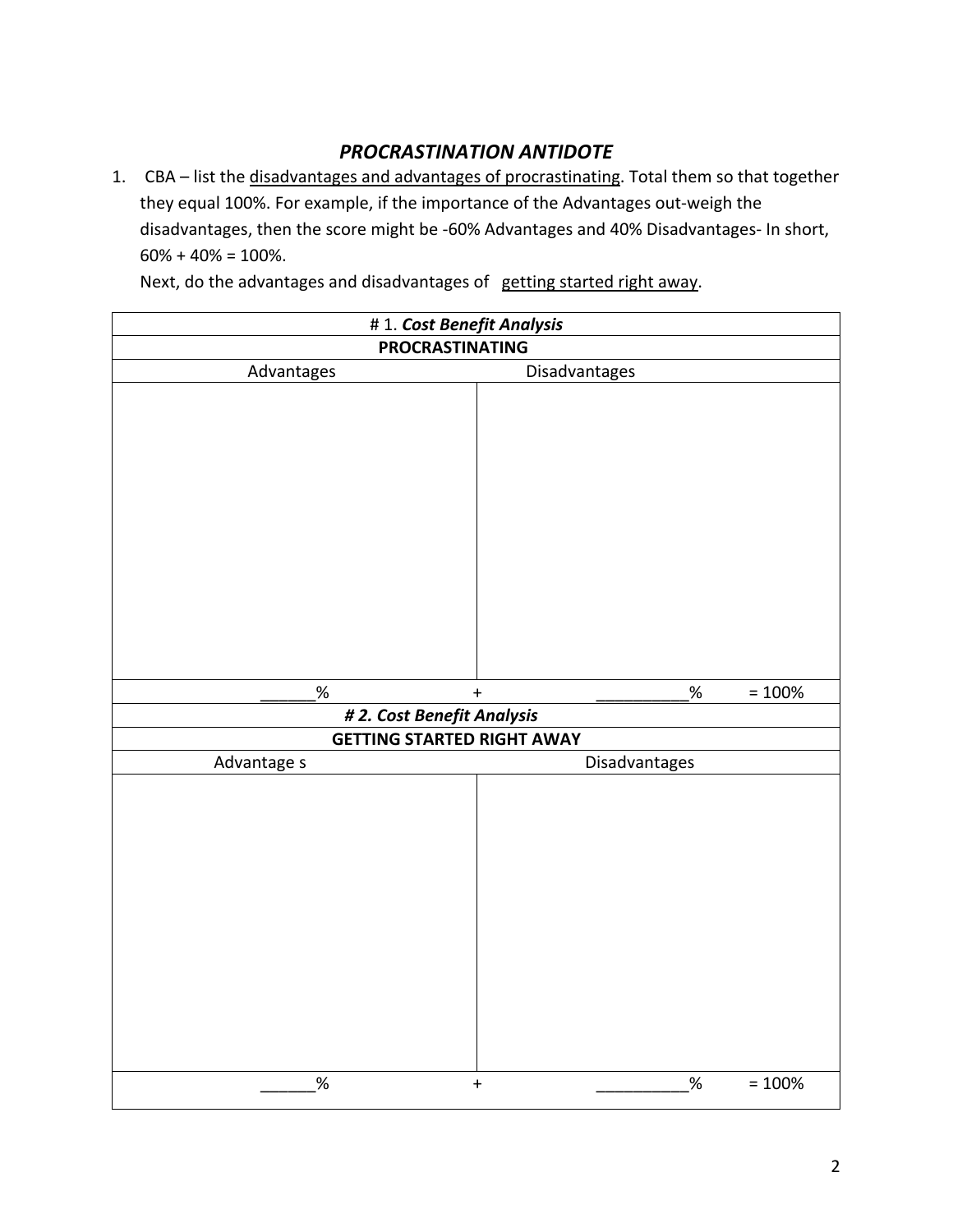## *PROCRASTINATION ANTIDOTE*

1. CBA – list the <u>disadvantages and advantages of procrastinating</u>. Total them so that together they equal 100%. For example, if the importance of the Advantages out-weigh the disadvantages, then the score might be -60% Advantages and 40% Disadvantages- In short, 60% + 40% = 100%.

   Next, do the advantages and disadvantages of <u>getting started right away</u>.

| # 1. ***Cost Benefit Analysis*** | |
|---|---|
| **PROCRASTINATING** | |
| Advantages | Disadvantages |
| | |
| ______% + | __________% = 100% |
| ***# 2. Cost Benefit Analysis*** | |
| **GETTING STARTED RIGHT AWAY** | |
| Advantage s | Disadvantages |
| | |
| ______% + | __________% = 100% |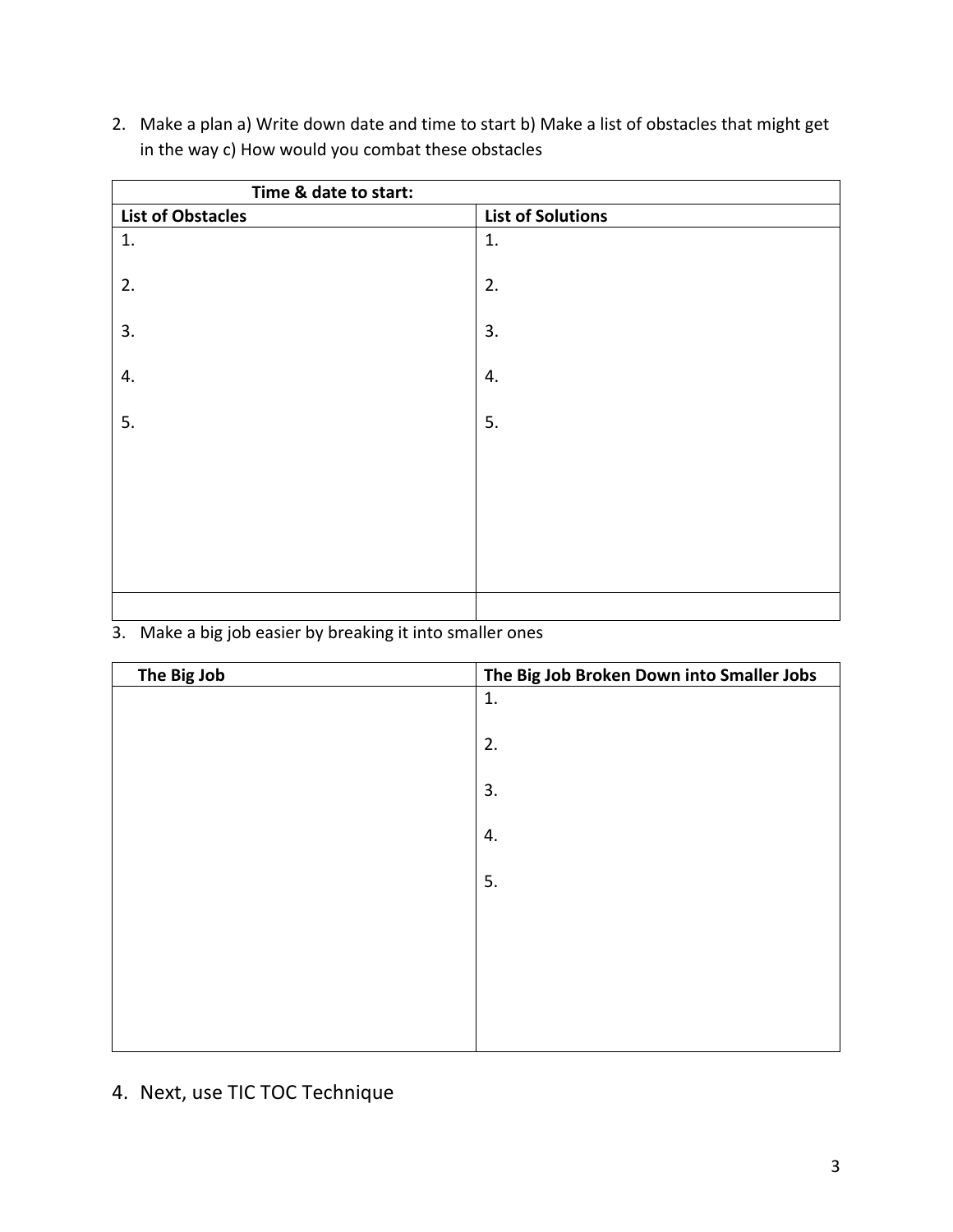2. Make a plan a) Write down date and time to start b) Make a list of obstacles that might get in the way c) How would you combat these obstacles

| Time & date to start: | |
|---|---|
| **List of Obstacles** | **List of Solutions** |
| 1. | 1. |
| 2. | 2. |
| 3. | 3. |
| 4. | 4. |
| 5. | 5. |
| | |

3. Make a big job easier by breaking it into smaller ones

| The Big Job | The Big Job Broken Down into Smaller Jobs |
|---|---|
| | 1. |
| | 2. |
| | 3. |
| | 4. |
| | 5. |

4. Next, use TIC TOC Technique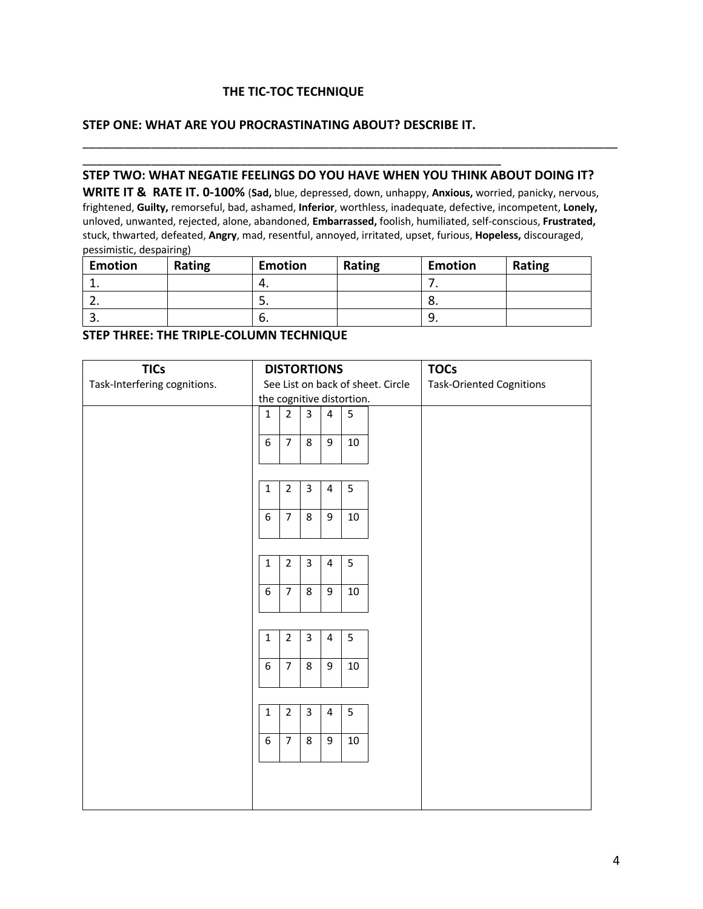# THE TIC-TOC TECHNIQUE

## STEP ONE: WHAT ARE YOU PROCRASTINATING ABOUT? DESCRIBE IT.

_______________________________________________________________________________________

_______________________________________________________________________

## STEP TWO: WHAT NEGATIE FEELINGS DO YOU HAVE WHEN YOU THINK ABOUT DOING IT?

**WRITE IT & RATE IT. 0-100%** (**Sad,** blue, depressed, down, unhappy, **Anxious,** worried, panicky, nervous, frightened, **Guilty,** remorseful, bad, ashamed, **Inferior**, worthless, inadequate, defective, incompetent, **Lonely,** unloved, unwanted, rejected, alone, abandoned, **Embarrassed,** foolish, humiliated, self-conscious, **Frustrated,** stuck, thwarted, defeated, **Angry**, mad, resentful, annoyed, irritated, upset, furious, **Hopeless,** discouraged, pessimistic, despairing)

| Emotion | Rating | Emotion | Rating | Emotion | Rating |
|---|---|---|---|---|---|
| 1. | | 4. | | 7. | |
| 2. | | 5. | | 8. | |
| 3. | | 6. | | 9. | |

## STEP THREE: THE TRIPLE-COLUMN TECHNIQUE

| **TICs**<br>Task-Interfering cognitions. | **DISTORTIONS**<br>See List on back of sheet. Circle the cognitive distortion. | **TOCs**<br>Task-Oriented Cognitions |
|---|---|---|
| | 1 2 3 4 5<br>6 7 8 9 10 | |
| | 1 2 3 4 5<br>6 7 8 9 10 | |
| | 1 2 3 4 5<br>6 7 8 9 10 | |
| | 1 2 3 4 5<br>6 7 8 9 10 | |
| | 1 2 3 4 5<br>6 7 8 9 10 | |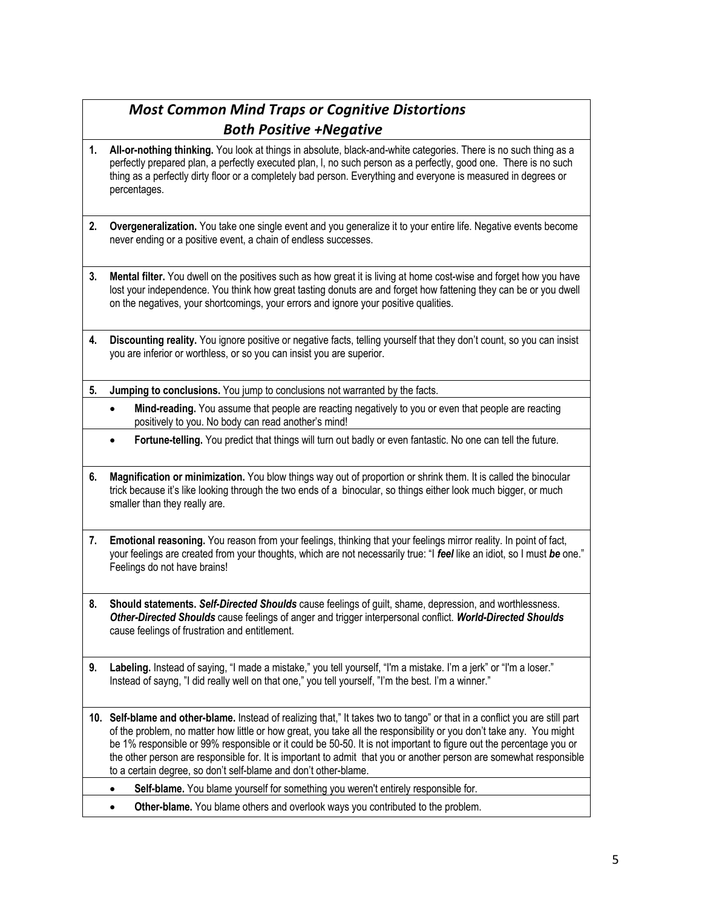## *Most Common Mind Traps or Cognitive Distortions*
## *Both Positive +Negative*

1. **All-or-nothing thinking.** You look at things in absolute, black-and-white categories. There is no such thing as a perfectly prepared plan, a perfectly executed plan, I, no such person as a perfectly, good one. There is no such thing as a perfectly dirty floor or a completely bad person. Everything and everyone is measured in degrees or percentages.

2. **Overgeneralization.** You take one single event and you generalize it to your entire life. Negative events become never ending or a positive event, a chain of endless successes.

3. **Mental filter.** You dwell on the positives such as how great it is living at home cost-wise and forget how you have lost your independence. You think how great tasting donuts are and forget how fattening they can be or you dwell on the negatives, your shortcomings, your errors and ignore your positive qualities.

4. **Discounting reality.** You ignore positive or negative facts, telling yourself that they don't count, so you can insist you are inferior or worthless, or so you can insist you are superior.

5. **Jumping to conclusions.** You jump to conclusions not warranted by the facts.
   - **Mind-reading.** You assume that people are reacting negatively to you or even that people are reacting positively to you. No body can read another's mind!
   - **Fortune-telling.** You predict that things will turn out badly or even fantastic. No one can tell the future.

6. **Magnification or minimization.** You blow things way out of proportion or shrink them. It is called the binocular trick because it's like looking through the two ends of a binocular, so things either look much bigger, or much smaller than they really are.

7. **Emotional reasoning.** You reason from your feelings, thinking that your feelings mirror reality. In point of fact, your feelings are created from your thoughts, which are not necessarily true: "I ***feel*** like an idiot, so I must ***be*** one." Feelings do not have brains!

8. **Should statements.** ***Self-Directed Shoulds*** cause feelings of guilt, shame, depression, and worthlessness. ***Other-Directed Shoulds*** cause feelings of anger and trigger interpersonal conflict. ***World-Directed Shoulds*** cause feelings of frustration and entitlement.

9. **Labeling.** Instead of saying, "I made a mistake," you tell yourself, "I'm a mistake. I'm a jerk" or "I'm a loser." Instead of sayng, "I did really well on that one," you tell yourself, "I'm the best. I'm a winner."

10. **Self-blame and other-blame.** Instead of realizing that," It takes two to tango" or that in a conflict you are still part of the problem, no matter how little or how great, you take all the responsibility or you don't take any. You might be 1% responsible or 99% responsible or it could be 50-50. It is not important to figure out the percentage you or the other person are responsible for. It is important to admit that you or another person are somewhat responsible to a certain degree, so don't self-blame and don't other-blame.
    - **Self-blame.** You blame yourself for something you weren't entirely responsible for.
    - **Other-blame.** You blame others and overlook ways you contributed to the problem.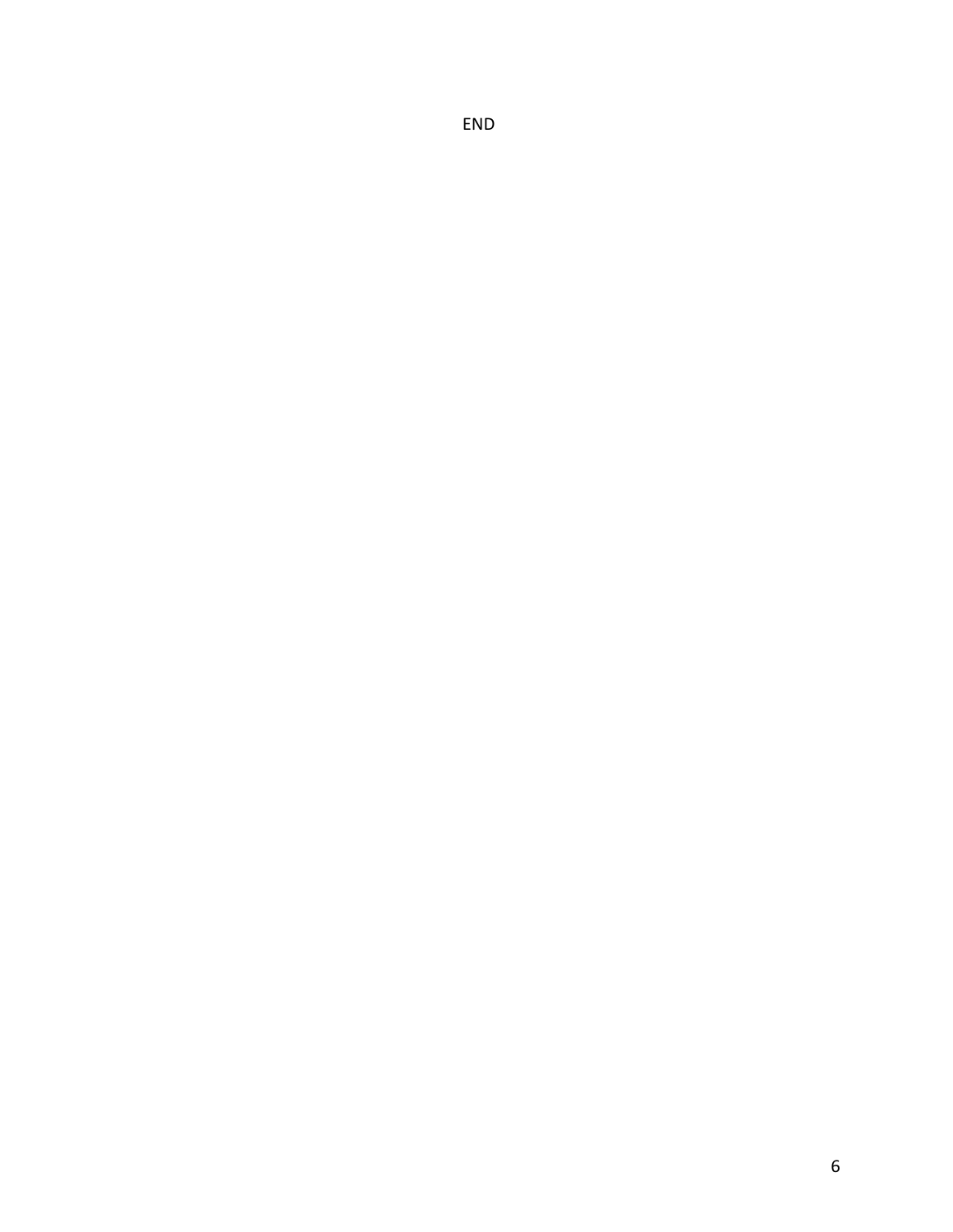END